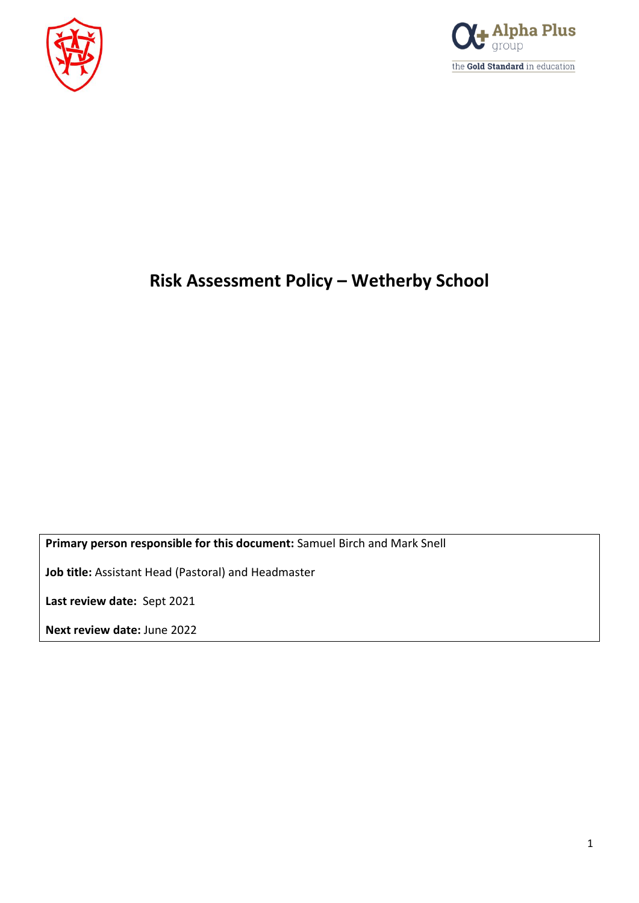# Risk Assessment Policy – Wetherby School

**Primary person responsible for this document:** Samuel Birch and Mark Snell

**Job title:** Assistant Head (Pastoral) and Headmaster

**Last review date:** Sept 2021

**Next review date:** June 2022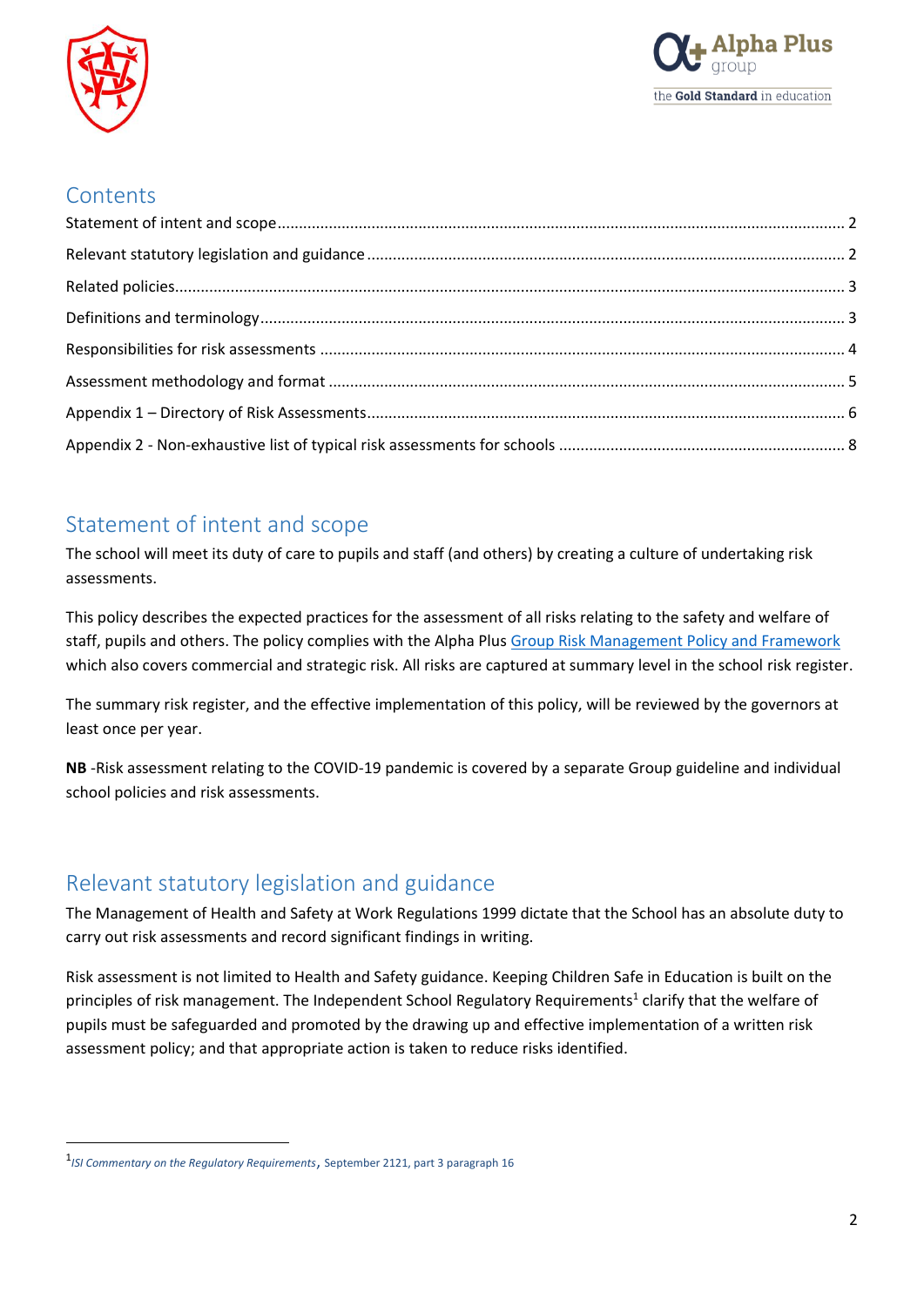## Contents

Statement of intent and scope ........................................................ 2
Relevant statutory legislation and guidance ........................................................ 2
Related policies ........................................................ 3
Definitions and terminology ........................................................ 3
Responsibilities for risk assessments ........................................................ 4
Assessment methodology and format ........................................................ 5
Appendix 1 – Directory of Risk Assessments ........................................................ 6
Appendix 2 - Non-exhaustive list of typical risk assessments for schools ........................................................ 8

## Statement of intent and scope

The school will meet its duty of care to pupils and staff (and others) by creating a culture of undertaking risk assessments.

This policy describes the expected practices for the assessment of all risks relating to the safety and welfare of staff, pupils and others. The policy complies with the Alpha Plus Group Risk Management Policy and Framework which also covers commercial and strategic risk. All risks are captured at summary level in the school risk register.

The summary risk register, and the effective implementation of this policy, will be reviewed by the governors at least once per year.

**NB** -Risk assessment relating to the COVID-19 pandemic is covered by a separate Group guideline and individual school policies and risk assessments.

## Relevant statutory legislation and guidance

The Management of Health and Safety at Work Regulations 1999 dictate that the School has an absolute duty to carry out risk assessments and record significant findings in writing.

Risk assessment is not limited to Health and Safety guidance. Keeping Children Safe in Education is built on the principles of risk management. The Independent School Regulatory Requirements[1] clarify that the welfare of pupils must be safeguarded and promoted by the drawing up and effective implementation of a written risk assessment policy; and that appropriate action is taken to reduce risks identified.

[1] *ISI Commentary on the Regulatory Requirements*, September 2121, part 3 paragraph 16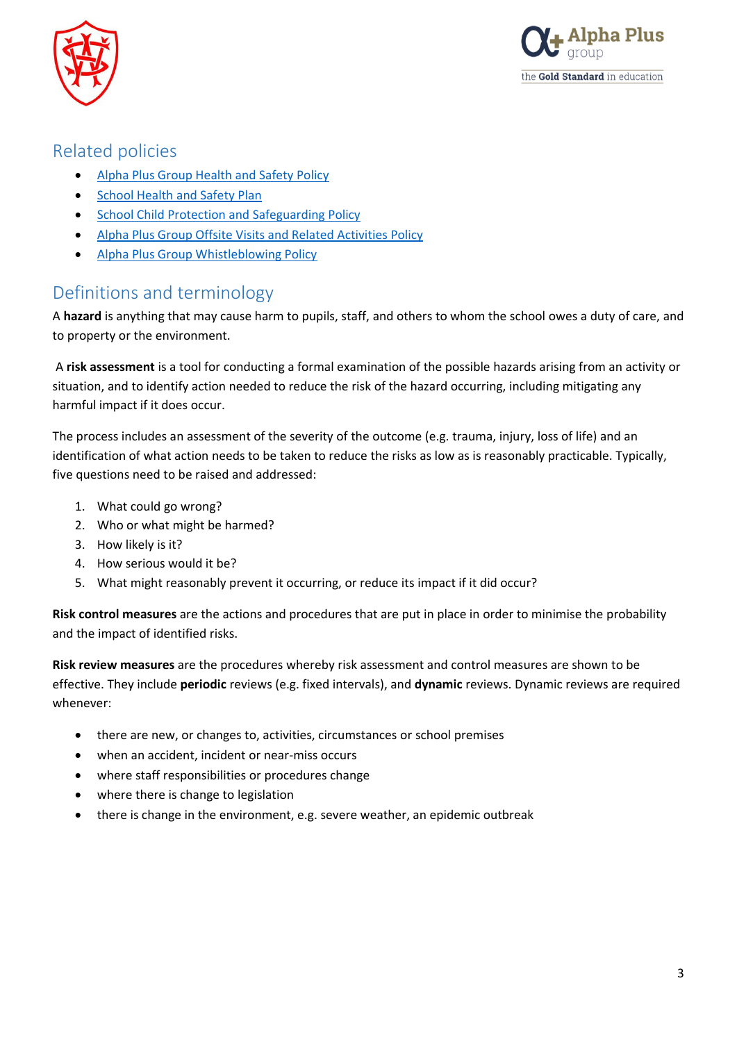## Related policies

- Alpha Plus Group Health and Safety Policy
- School Health and Safety Plan
- School Child Protection and Safeguarding Policy
- Alpha Plus Group Offsite Visits and Related Activities Policy
- Alpha Plus Group Whistleblowing Policy

## Definitions and terminology

A **hazard** is anything that may cause harm to pupils, staff, and others to whom the school owes a duty of care, and to property or the environment.

A **risk assessment** is a tool for conducting a formal examination of the possible hazards arising from an activity or situation, and to identify action needed to reduce the risk of the hazard occurring, including mitigating any harmful impact if it does occur.

The process includes an assessment of the severity of the outcome (e.g. trauma, injury, loss of life) and an identification of what action needs to be taken to reduce the risks as low as is reasonably practicable. Typically, five questions need to be raised and addressed:

1. What could go wrong?
2. Who or what might be harmed?
3. How likely is it?
4. How serious would it be?
5. What might reasonably prevent it occurring, or reduce its impact if it did occur?

**Risk control measures** are the actions and procedures that are put in place in order to minimise the probability and the impact of identified risks.

**Risk review measures** are the procedures whereby risk assessment and control measures are shown to be effective. They include **periodic** reviews (e.g. fixed intervals), and **dynamic** reviews. Dynamic reviews are required whenever:

- there are new, or changes to, activities, circumstances or school premises
- when an accident, incident or near-miss occurs
- where staff responsibilities or procedures change
- where there is change to legislation
- there is change in the environment, e.g. severe weather, an epidemic outbreak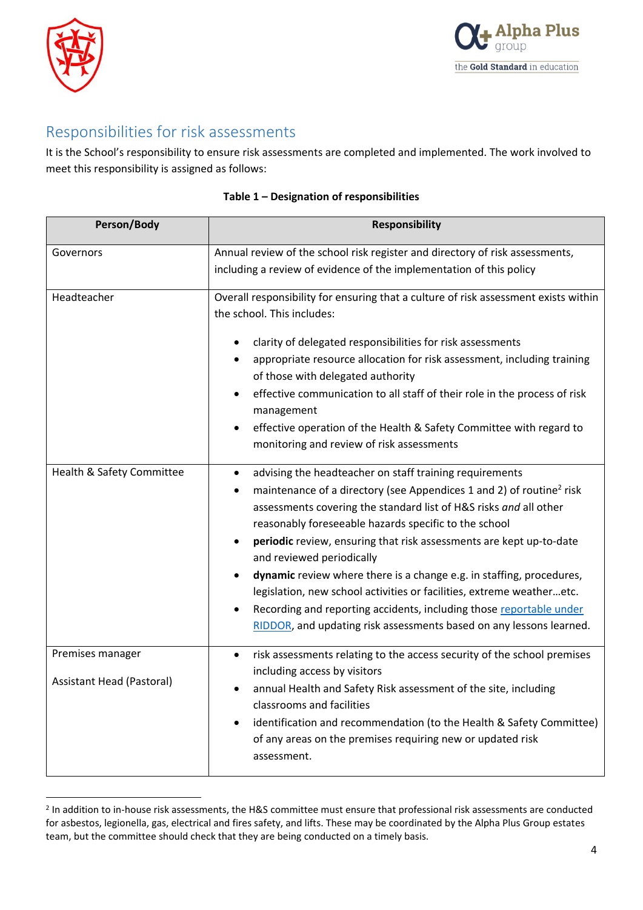## Responsibilities for risk assessments

It is the School's responsibility to ensure risk assessments are completed and implemented. The work involved to meet this responsibility is assigned as follows:

**Table 1 – Designation of responsibilities**

| Person/Body | Responsibility |
|---|---|
| Governors | Annual review of the school risk register and directory of risk assessments, including a review of evidence of the implementation of this policy |
| Headteacher | Overall responsibility for ensuring that a culture of risk assessment exists within the school. This includes:<br>• clarity of delegated responsibilities for risk assessments<br>• appropriate resource allocation for risk assessment, including training of those with delegated authority<br>• effective communication to all staff of their role in the process of risk management<br>• effective operation of the Health & Safety Committee with regard to monitoring and review of risk assessments |
| Health & Safety Committee | • advising the headteacher on staff training requirements<br>• maintenance of a directory (see Appendices 1 and 2) of routine[2] risk assessments covering the standard list of H&S risks *and* all other reasonably foreseeable hazards specific to the school<br>• **periodic** review, ensuring that risk assessments are kept up-to-date and reviewed periodically<br>• **dynamic** review where there is a change e.g. in staffing, procedures, legislation, new school activities or facilities, extreme weather…etc.<br>• Recording and reporting accidents, including those [reportable under RIDDOR](), and updating risk assessments based on any lessons learned. |
| Premises manager<br><br>Assistant Head (Pastoral) | • risk assessments relating to the access security of the school premises including access by visitors<br>• annual Health and Safety Risk assessment of the site, including classrooms and facilities<br>• identification and recommendation (to the Health & Safety Committee) of any areas on the premises requiring new or updated risk assessment. |

[2] In addition to in-house risk assessments, the H&S committee must ensure that professional risk assessments are conducted for asbestos, legionella, gas, electrical and fires safety, and lifts. These may be coordinated by the Alpha Plus Group estates team, but the committee should check that they are being conducted on a timely basis.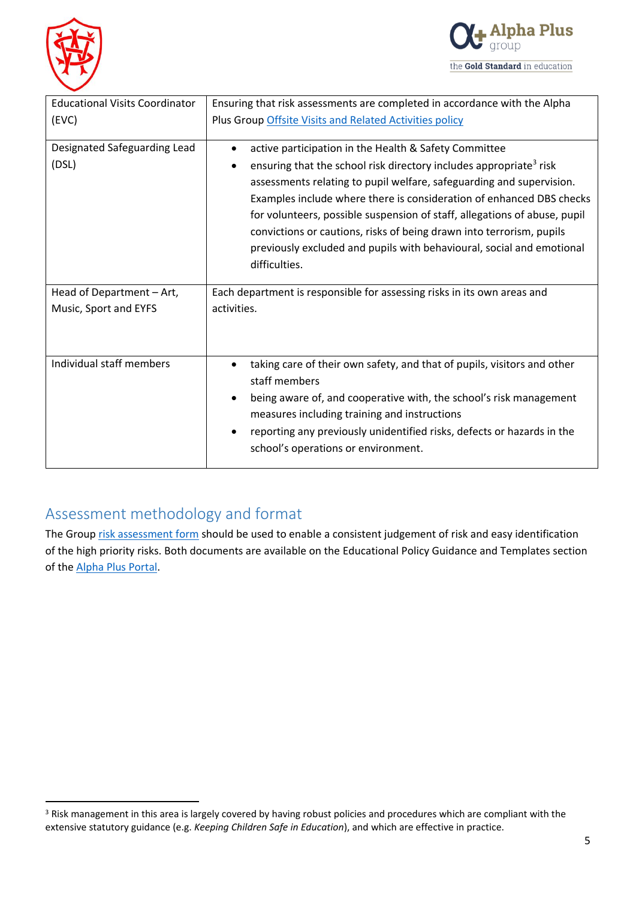| | |
|---|---|
| Educational Visits Coordinator (EVC) | Ensuring that risk assessments are completed in accordance with the Alpha Plus Group Offsite Visits and Related Activities policy |
| Designated Safeguarding Lead (DSL) | • active participation in the Health & Safety Committee<br>• ensuring that the school risk directory includes appropriate[3] risk assessments relating to pupil welfare, safeguarding and supervision. Examples include where there is consideration of enhanced DBS checks for volunteers, possible suspension of staff, allegations of abuse, pupil convictions or cautions, risks of being drawn into terrorism, pupils previously excluded and pupils with behavioural, social and emotional difficulties. |
| Head of Department – Art, Music, Sport and EYFS | Each department is responsible for assessing risks in its own areas and activities. |
| Individual staff members | • taking care of their own safety, and that of pupils, visitors and other staff members<br>• being aware of, and cooperative with, the school's risk management measures including training and instructions<br>• reporting any previously unidentified risks, defects or hazards in the school's operations or environment. |

## Assessment methodology and format

The Group risk assessment form should be used to enable a consistent judgement of risk and easy identification of the high priority risks. Both documents are available on the Educational Policy Guidance and Templates section of the Alpha Plus Portal.

[3] Risk management in this area is largely covered by having robust policies and procedures which are compliant with the extensive statutory guidance (e.g. *Keeping Children Safe in Education*), and which are effective in practice.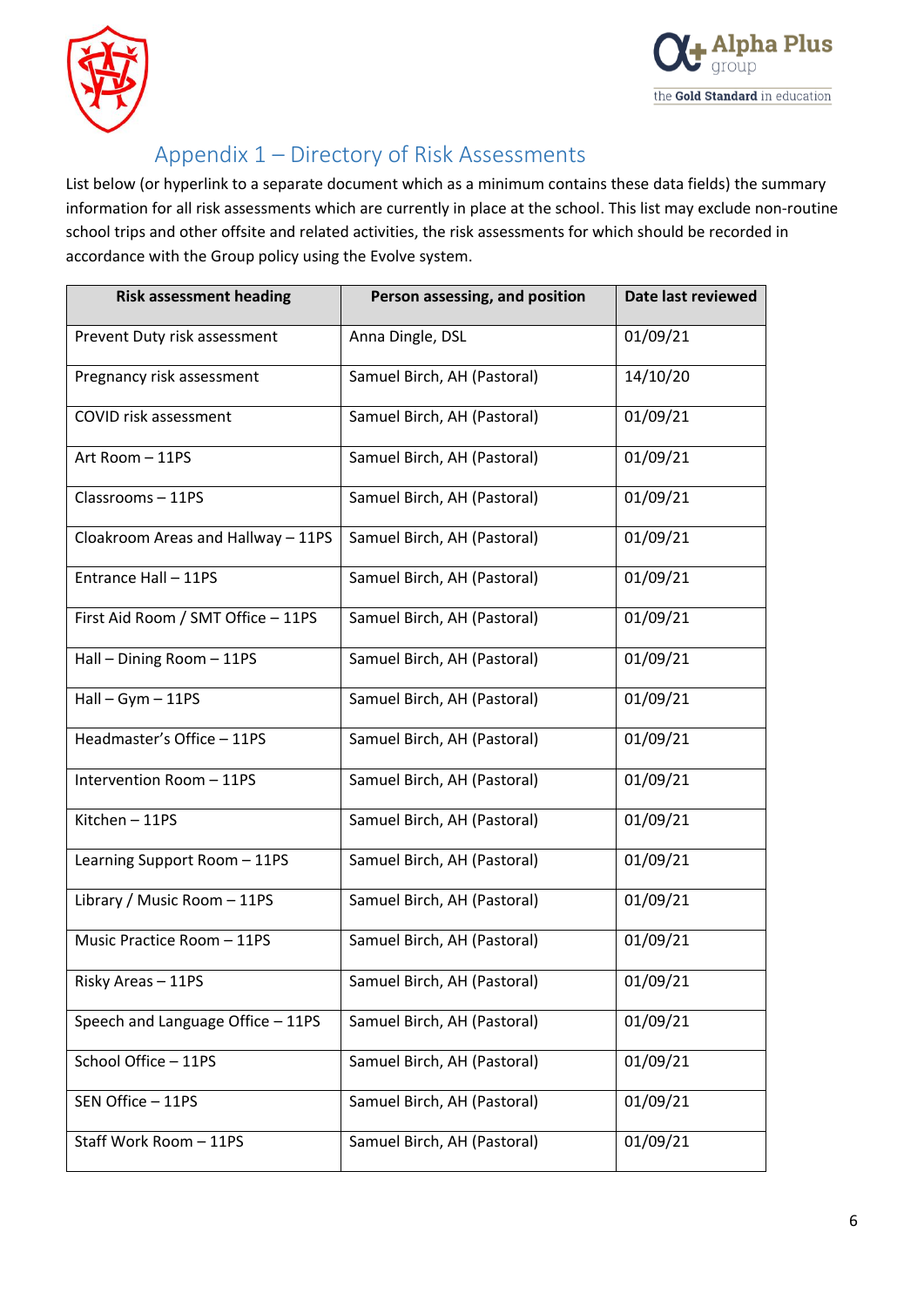# Appendix 1 – Directory of Risk Assessments

List below (or hyperlink to a separate document which as a minimum contains these data fields) the summary information for all risk assessments which are currently in place at the school. This list may exclude non-routine school trips and other offsite and related activities, the risk assessments for which should be recorded in accordance with the Group policy using the Evolve system.

| Risk assessment heading | Person assessing, and position | Date last reviewed |
|---|---|---|
| Prevent Duty risk assessment | Anna Dingle, DSL | 01/09/21 |
| Pregnancy risk assessment | Samuel Birch, AH (Pastoral) | 14/10/20 |
| COVID risk assessment | Samuel Birch, AH (Pastoral) | 01/09/21 |
| Art Room – 11PS | Samuel Birch, AH (Pastoral) | 01/09/21 |
| Classrooms – 11PS | Samuel Birch, AH (Pastoral) | 01/09/21 |
| Cloakroom Areas and Hallway – 11PS | Samuel Birch, AH (Pastoral) | 01/09/21 |
| Entrance Hall – 11PS | Samuel Birch, AH (Pastoral) | 01/09/21 |
| First Aid Room / SMT Office – 11PS | Samuel Birch, AH (Pastoral) | 01/09/21 |
| Hall – Dining Room – 11PS | Samuel Birch, AH (Pastoral) | 01/09/21 |
| Hall – Gym – 11PS | Samuel Birch, AH (Pastoral) | 01/09/21 |
| Headmaster's Office – 11PS | Samuel Birch, AH (Pastoral) | 01/09/21 |
| Intervention Room – 11PS | Samuel Birch, AH (Pastoral) | 01/09/21 |
| Kitchen – 11PS | Samuel Birch, AH (Pastoral) | 01/09/21 |
| Learning Support Room – 11PS | Samuel Birch, AH (Pastoral) | 01/09/21 |
| Library / Music Room – 11PS | Samuel Birch, AH (Pastoral) | 01/09/21 |
| Music Practice Room – 11PS | Samuel Birch, AH (Pastoral) | 01/09/21 |
| Risky Areas – 11PS | Samuel Birch, AH (Pastoral) | 01/09/21 |
| Speech and Language Office – 11PS | Samuel Birch, AH (Pastoral) | 01/09/21 |
| School Office – 11PS | Samuel Birch, AH (Pastoral) | 01/09/21 |
| SEN Office – 11PS | Samuel Birch, AH (Pastoral) | 01/09/21 |
| Staff Work Room – 11PS | Samuel Birch, AH (Pastoral) | 01/09/21 |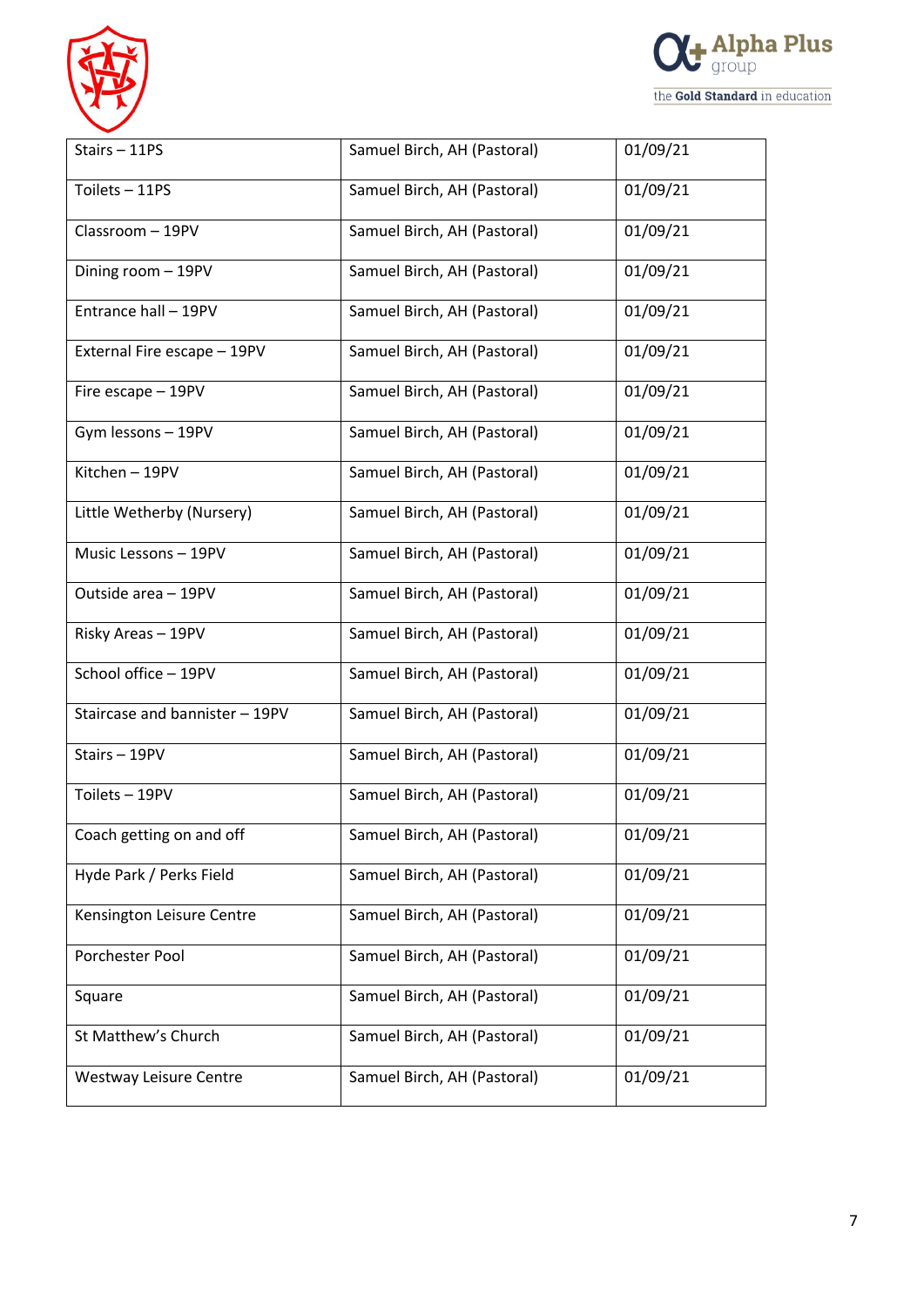| | | |
|---|---|---|
| Stairs – 11PS | Samuel Birch, AH (Pastoral) | 01/09/21 |
| Toilets – 11PS | Samuel Birch, AH (Pastoral) | 01/09/21 |
| Classroom – 19PV | Samuel Birch, AH (Pastoral) | 01/09/21 |
| Dining room – 19PV | Samuel Birch, AH (Pastoral) | 01/09/21 |
| Entrance hall – 19PV | Samuel Birch, AH (Pastoral) | 01/09/21 |
| External Fire escape – 19PV | Samuel Birch, AH (Pastoral) | 01/09/21 |
| Fire escape – 19PV | Samuel Birch, AH (Pastoral) | 01/09/21 |
| Gym lessons – 19PV | Samuel Birch, AH (Pastoral) | 01/09/21 |
| Kitchen – 19PV | Samuel Birch, AH (Pastoral) | 01/09/21 |
| Little Wetherby (Nursery) | Samuel Birch, AH (Pastoral) | 01/09/21 |
| Music Lessons – 19PV | Samuel Birch, AH (Pastoral) | 01/09/21 |
| Outside area – 19PV | Samuel Birch, AH (Pastoral) | 01/09/21 |
| Risky Areas – 19PV | Samuel Birch, AH (Pastoral) | 01/09/21 |
| School office – 19PV | Samuel Birch, AH (Pastoral) | 01/09/21 |
| Staircase and bannister – 19PV | Samuel Birch, AH (Pastoral) | 01/09/21 |
| Stairs – 19PV | Samuel Birch, AH (Pastoral) | 01/09/21 |
| Toilets – 19PV | Samuel Birch, AH (Pastoral) | 01/09/21 |
| Coach getting on and off | Samuel Birch, AH (Pastoral) | 01/09/21 |
| Hyde Park / Perks Field | Samuel Birch, AH (Pastoral) | 01/09/21 |
| Kensington Leisure Centre | Samuel Birch, AH (Pastoral) | 01/09/21 |
| Porchester Pool | Samuel Birch, AH (Pastoral) | 01/09/21 |
| Square | Samuel Birch, AH (Pastoral) | 01/09/21 |
| St Matthew's Church | Samuel Birch, AH (Pastoral) | 01/09/21 |
| Westway Leisure Centre | Samuel Birch, AH (Pastoral) | 01/09/21 |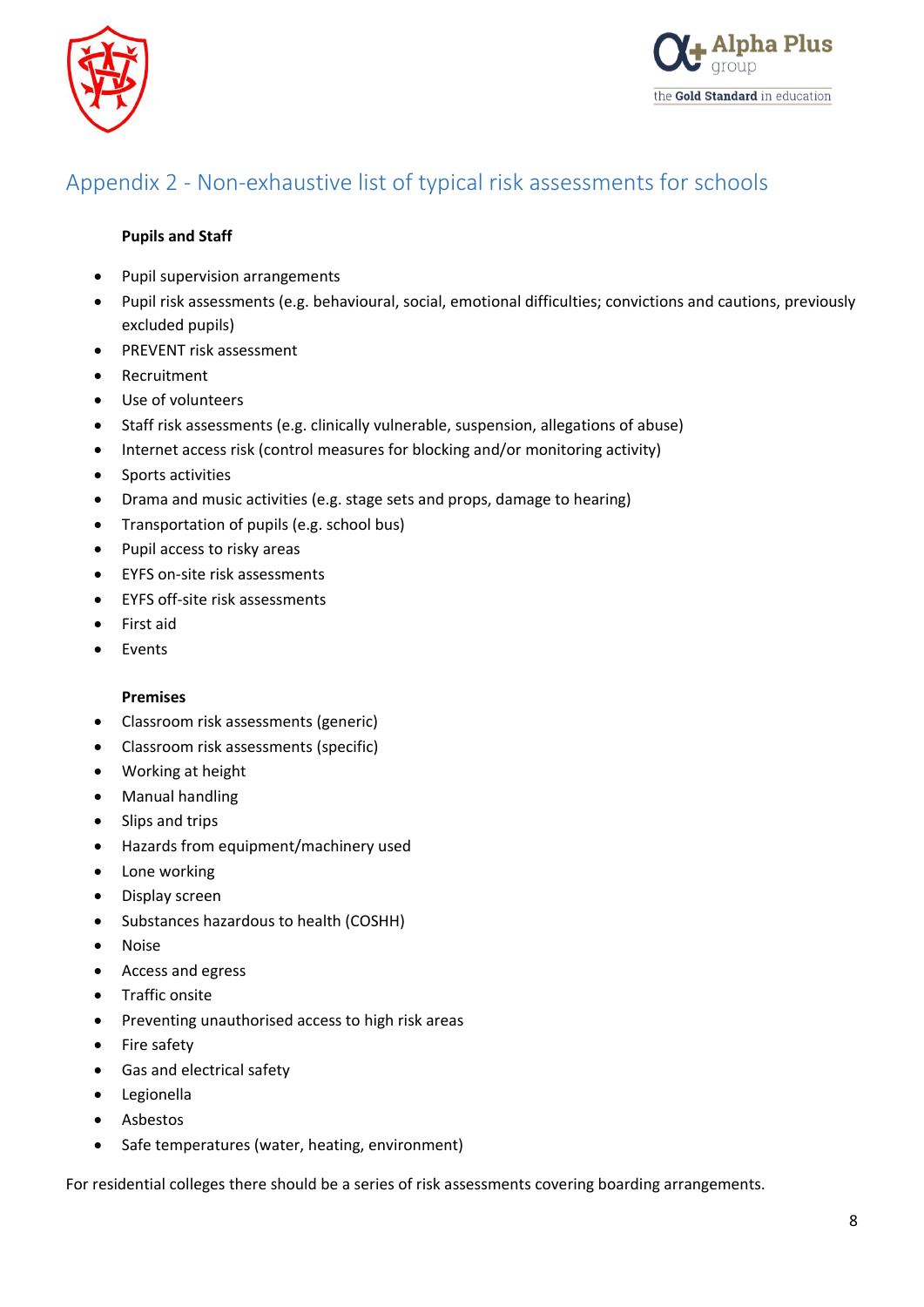## Appendix 2 - Non-exhaustive list of typical risk assessments for schools

**Pupils and Staff**

- Pupil supervision arrangements
- Pupil risk assessments (e.g. behavioural, social, emotional difficulties; convictions and cautions, previously excluded pupils)
- PREVENT risk assessment
- Recruitment
- Use of volunteers
- Staff risk assessments (e.g. clinically vulnerable, suspension, allegations of abuse)
- Internet access risk (control measures for blocking and/or monitoring activity)
- Sports activities
- Drama and music activities (e.g. stage sets and props, damage to hearing)
- Transportation of pupils (e.g. school bus)
- Pupil access to risky areas
- EYFS on-site risk assessments
- EYFS off-site risk assessments
- First aid
- Events

**Premises**

- Classroom risk assessments (generic)
- Classroom risk assessments (specific)
- Working at height
- Manual handling
- Slips and trips
- Hazards from equipment/machinery used
- Lone working
- Display screen
- Substances hazardous to health (COSHH)
- Noise
- Access and egress
- Traffic onsite
- Preventing unauthorised access to high risk areas
- Fire safety
- Gas and electrical safety
- Legionella
- Asbestos
- Safe temperatures (water, heating, environment)

For residential colleges there should be a series of risk assessments covering boarding arrangements.